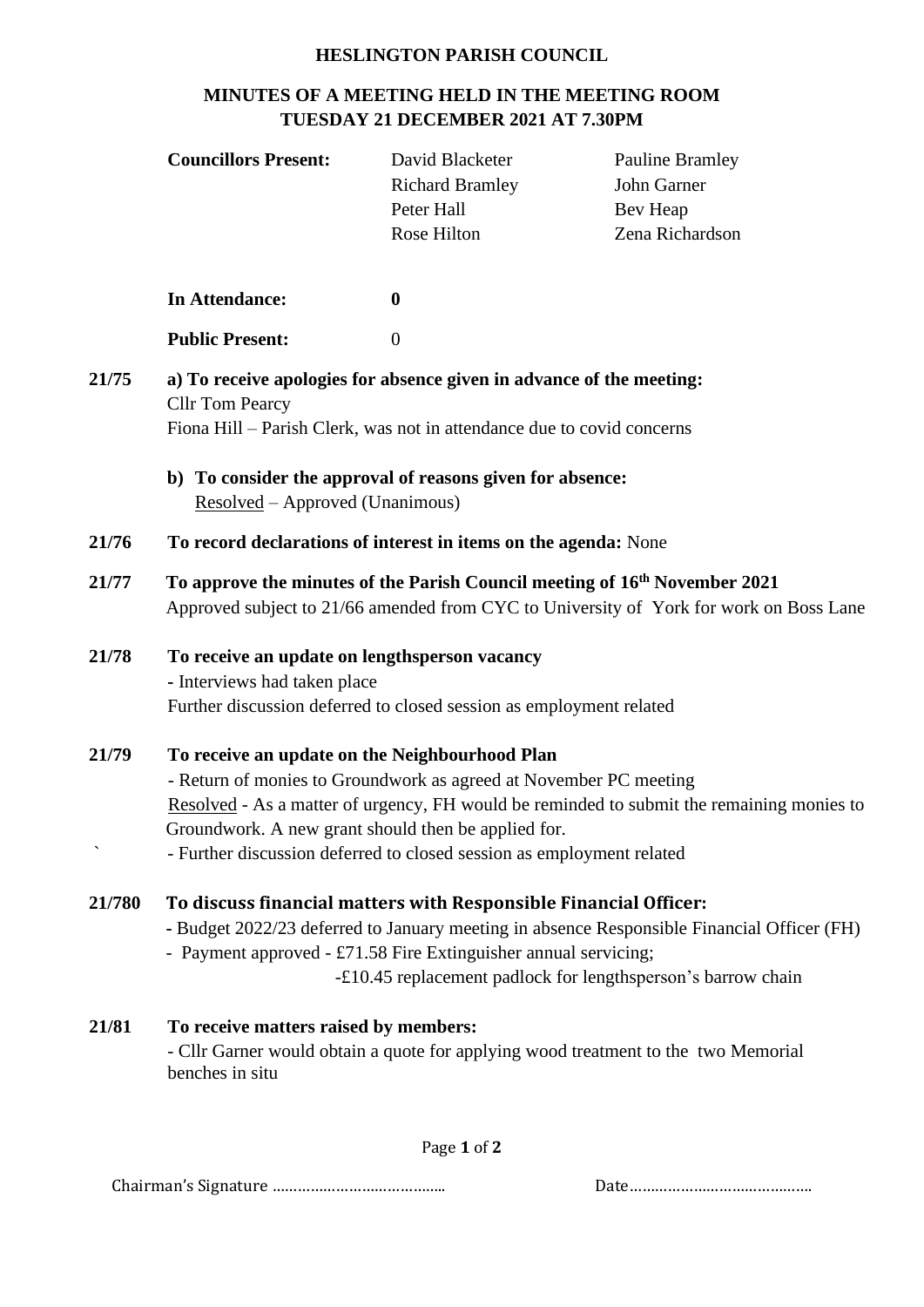**HESLINGTON PARISH COUNCIL**

**MINUTES OF A MEETING HELD IN THE MEETING ROOM TUESDAY 21 DECEMBER 2021 AT 7.30PM**

| **Councillors Present:** | David Blacketer | Pauline Bramley |
|---|---|---|
| | Richard Bramley | John Garner |
| | Peter Hall | Bev Heap |
| | Rose Hilton | Zena Richardson |

**In Attendance:** **0**

**Public Present:** 0

**21/75** **a) To receive apologies for absence given in advance of the meeting:**
Cllr Tom Pearcy
Fiona Hill – Parish Clerk, was not in attendance due to covid concerns

**b) To consider the approval of reasons given for absence:**
Resolved – Approved (Unanimous)

**21/76** **To record declarations of interest in items on the agenda:** None

**21/77** **To approve the minutes of the Parish Council meeting of 16th November 2021**
Approved subject to 21/66 amended from CYC to University of York for work on Boss Lane

**21/78** **To receive an update on lengthsperson vacancy**
- Interviews had taken place
Further discussion deferred to closed session as employment related

**21/79** **To receive an update on the Neighbourhood Plan**
- Return of monies to Groundwork as agreed at November PC meeting
Resolved - As a matter of urgency, FH would be reminded to submit the remaining monies to Groundwork. A new grant should then be applied for.
- Further discussion deferred to closed session as employment related

**21/780** **To discuss financial matters with Responsible Financial Officer:**
- Budget 2022/23 deferred to January meeting in absence Responsible Financial Officer (FH)
- Payment approved - £71.58 Fire Extinguisher annual servicing;
-£10.45 replacement padlock for lengthsperson's barrow chain

**21/81** **To receive matters raised by members:**
- Cllr Garner would obtain a quote for applying wood treatment to the two Memorial benches in situ

Chairman's Signature ………………………………… Date……………………………………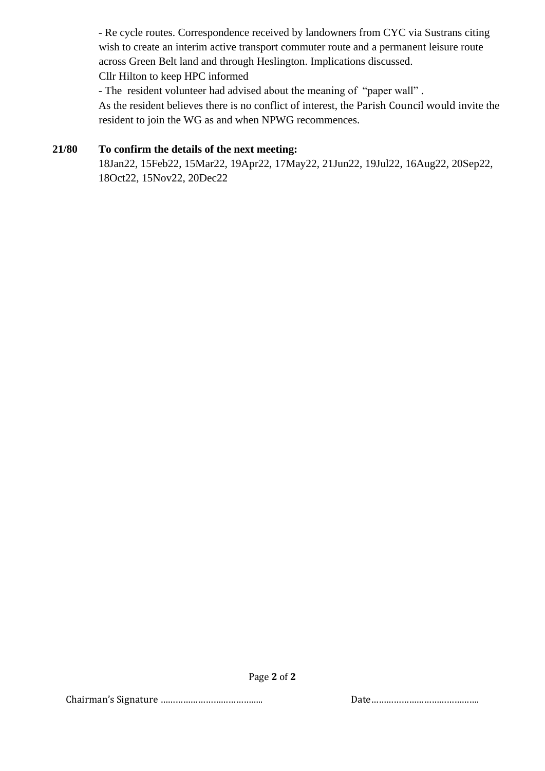- Re cycle routes. Correspondence received by landowners from CYC via Sustrans citing wish to create an interim active transport commuter route and a permanent leisure route across Green Belt land and through Heslington. Implications discussed.
Cllr Hilton to keep HPC informed

- The resident volunteer had advised about the meaning of "paper wall" .
As the resident believes there is no conflict of interest, the Parish Council would invite the resident to join the WG as and when NPWG recommences.

**21/80 To confirm the details of the next meeting:**

18Jan22, 15Feb22, 15Mar22, 19Apr22, 17May22, 21Jun22, 19Jul22, 16Aug22, 20Sep22, 18Oct22, 15Nov22, 20Dec22

Chairman's Signature …………………………………… Date……………………………………